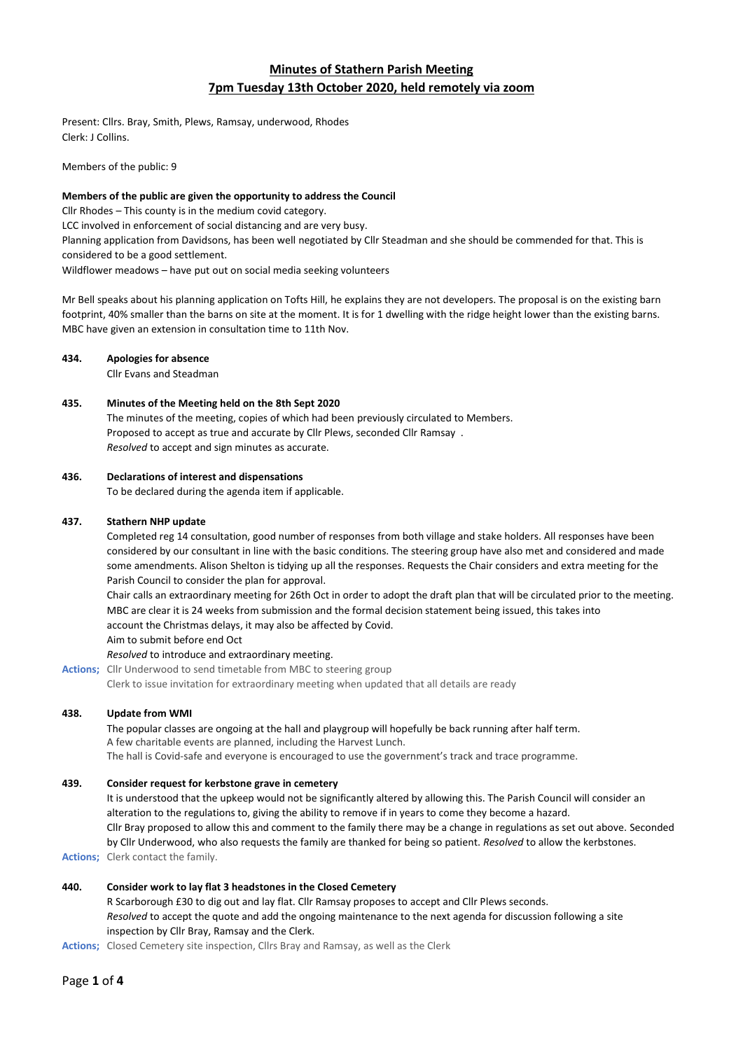# Minutes of Stathern Parish Meeting

## 7pm Tuesday 13th October 2020, held remotely via zoom

Present: Cllrs. Bray, Smith, Plews, Ramsay, underwood, Rhodes
Clerk: J Collins.

Members of the public: 9

**Members of the public are given the opportunity to address the Council**

Cllr Rhodes – This county is in the medium covid category.
LCC involved in enforcement of social distancing and are very busy.
Planning application from Davidsons, has been well negotiated by Cllr Steadman and she should be commended for that. This is considered to be a good settlement.
Wildflower meadows – have put out on social media seeking volunteers

Mr Bell speaks about his planning application on Tofts Hill, he explains they are not developers. The proposal is on the existing barn footprint, 40% smaller than the barns on site at the moment. It is for 1 dwelling with the ridge height lower than the existing barns. MBC have given an extension in consultation time to 11th Nov.

**434. Apologies for absence**

Cllr Evans and Steadman

**435. Minutes of the Meeting held on the 8th Sept 2020**

The minutes of the meeting, copies of which had been previously circulated to Members.
Proposed to accept as true and accurate by Cllr Plews, seconded Cllr Ramsay .
*Resolved* to accept and sign minutes as accurate.

**436. Declarations of interest and dispensations**

To be declared during the agenda item if applicable.

**437. Stathern NHP update**

Completed reg 14 consultation, good number of responses from both village and stake holders. All responses have been considered by our consultant in line with the basic conditions. The steering group have also met and considered and made some amendments. Alison Shelton is tidying up all the responses. Requests the Chair considers and extra meeting for the Parish Council to consider the plan for approval.
Chair calls an extraordinary meeting for 26th Oct in order to adopt the draft plan that will be circulated prior to the meeting.
MBC are clear it is 24 weeks from submission and the formal decision statement being issued, this takes into account the Christmas delays, it may also be affected by Covid.
Aim to submit before end Oct
*Resolved* to introduce and extraordinary meeting.

**Actions;** Cllr Underwood to send timetable from MBC to steering group
Clerk to issue invitation for extraordinary meeting when updated that all details are ready

**438. Update from WMI**

The popular classes are ongoing at the hall and playgroup will hopefully be back running after half term.
A few charitable events are planned, including the Harvest Lunch.
The hall is Covid-safe and everyone is encouraged to use the government's track and trace programme.

**439. Consider request for kerbstone grave in cemetery**

It is understood that the upkeep would not be significantly altered by allowing this. The Parish Council will consider an alteration to the regulations to, giving the ability to remove if in years to come they become a hazard.
Cllr Bray proposed to allow this and comment to the family there may be a change in regulations as set out above. Seconded by Cllr Underwood, who also requests the family are thanked for being so patient. *Resolved* to allow the kerbstones.

**Actions;** Clerk contact the family.

**440. Consider work to lay flat 3 headstones in the Closed Cemetery**

R Scarborough £30 to dig out and lay flat. Cllr Ramsay proposes to accept and Cllr Plews seconds.
*Resolved* to accept the quote and add the ongoing maintenance to the next agenda for discussion following a site inspection by Cllr Bray, Ramsay and the Clerk.

**Actions;** Closed Cemetery site inspection, Cllrs Bray and Ramsay, as well as the Clerk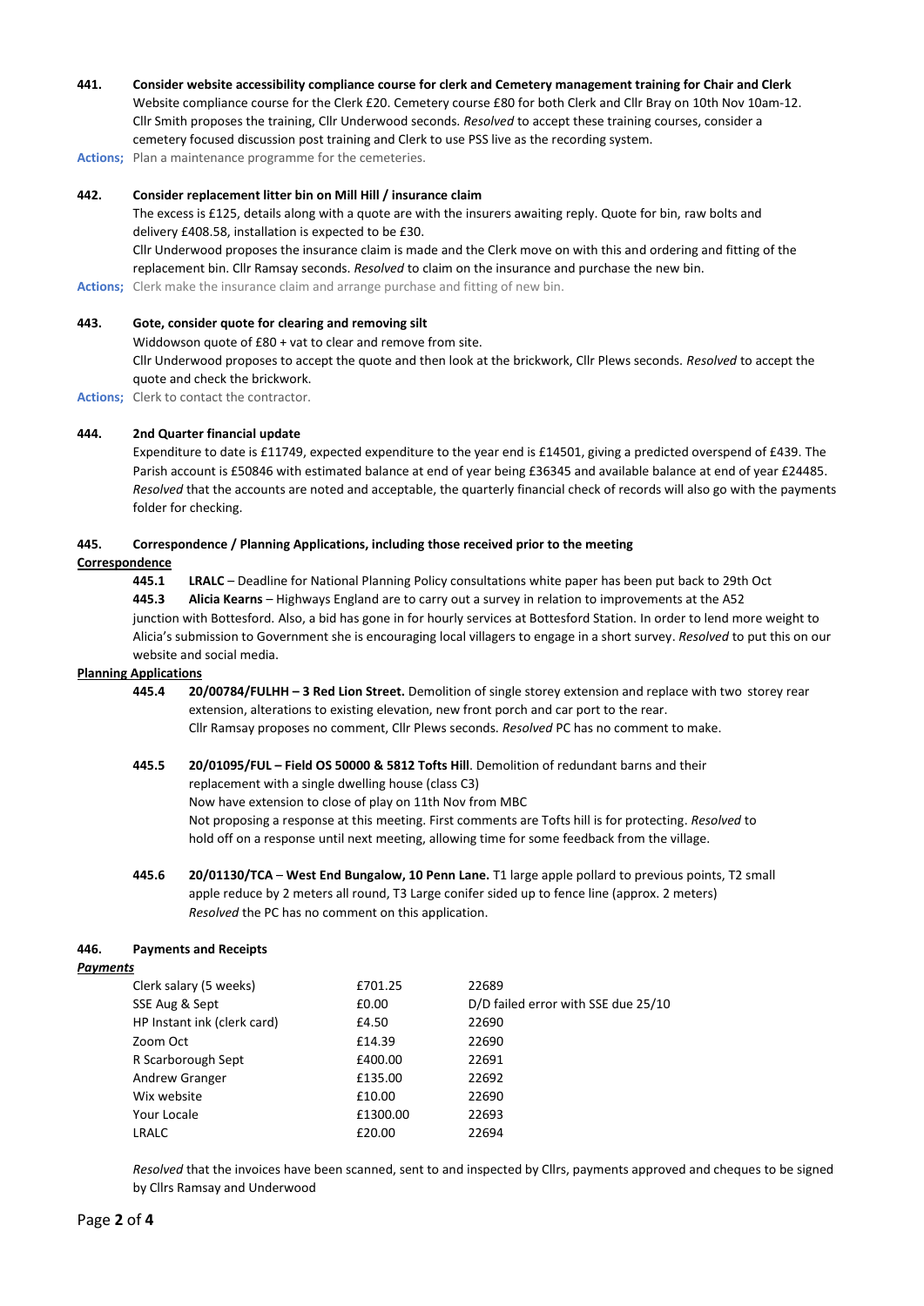**441. Consider website accessibility compliance course for clerk and Cemetery management training for Chair and Clerk**

Website compliance course for the Clerk £20. Cemetery course £80 for both Clerk and Cllr Bray on 10th Nov 10am-12. Cllr Smith proposes the training, Cllr Underwood seconds. *Resolved* to accept these training courses, consider a cemetery focused discussion post training and Clerk to use PSS live as the recording system.

**Actions;** Plan a maintenance programme for the cemeteries.

**442. Consider replacement litter bin on Mill Hill / insurance claim**

The excess is £125, details along with a quote are with the insurers awaiting reply. Quote for bin, raw bolts and delivery £408.58, installation is expected to be £30.

Cllr Underwood proposes the insurance claim is made and the Clerk move on with this and ordering and fitting of the replacement bin. Cllr Ramsay seconds. *Resolved* to claim on the insurance and purchase the new bin.

**Actions;** Clerk make the insurance claim and arrange purchase and fitting of new bin.

**443. Gote, consider quote for clearing and removing silt**

Widdowson quote of £80 + vat to clear and remove from site.

Cllr Underwood proposes to accept the quote and then look at the brickwork, Cllr Plews seconds. *Resolved* to accept the quote and check the brickwork.

**Actions;** Clerk to contact the contractor.

**444. 2nd Quarter financial update**

Expenditure to date is £11749, expected expenditure to the year end is £14501, giving a predicted overspend of £439. The Parish account is £50846 with estimated balance at end of year being £36345 and available balance at end of year £24485. *Resolved* that the accounts are noted and acceptable, the quarterly financial check of records will also go with the payments folder for checking.

**445. Correspondence / Planning Applications, including those received prior to the meeting**

**Correspondence**

**445.1 LRALC** – Deadline for National Planning Policy consultations white paper has been put back to 29th Oct

**445.3 Alicia Kearns** – Highways England are to carry out a survey in relation to improvements at the A52 junction with Bottesford. Also, a bid has gone in for hourly services at Bottesford Station. In order to lend more weight to Alicia's submission to Government she is encouraging local villagers to engage in a short survey. *Resolved* to put this on our website and social media.

**Planning Applications**

**445.4 20/00784/FULHH – 3 Red Lion Street.** Demolition of single storey extension and replace with two storey rear extension, alterations to existing elevation, new front porch and car port to the rear.
Cllr Ramsay proposes no comment, Cllr Plews seconds. *Resolved* PC has no comment to make.

**445.5 20/01095/FUL – Field OS 50000 & 5812 Tofts Hill**. Demolition of redundant barns and their replacement with a single dwelling house (class C3)
Now have extension to close of play on 11th Nov from MBC
Not proposing a response at this meeting. First comments are Tofts hill is for protecting. *Resolved* to hold off on a response until next meeting, allowing time for some feedback from the village.

**445.6 20/01130/TCA** – **West End Bungalow, 10 Penn Lane.** T1 large apple pollard to previous points, T2 small apple reduce by 2 meters all round, T3 Large conifer sided up to fence line (approx. 2 meters)
*Resolved* the PC has no comment on this application.

**446. Payments and Receipts**

***Payments***

| | | |
|---|---|---|
| Clerk salary (5 weeks) | £701.25 | 22689 |
| SSE Aug & Sept | £0.00 | D/D failed error with SSE due 25/10 |
| HP Instant ink (clerk card) | £4.50 | 22690 |
| Zoom Oct | £14.39 | 22690 |
| R Scarborough Sept | £400.00 | 22691 |
| Andrew Granger | £135.00 | 22692 |
| Wix website | £10.00 | 22690 |
| Your Locale | £1300.00 | 22693 |
| LRALC | £20.00 | 22694 |

*Resolved* that the invoices have been scanned, sent to and inspected by Cllrs, payments approved and cheques to be signed by Cllrs Ramsay and Underwood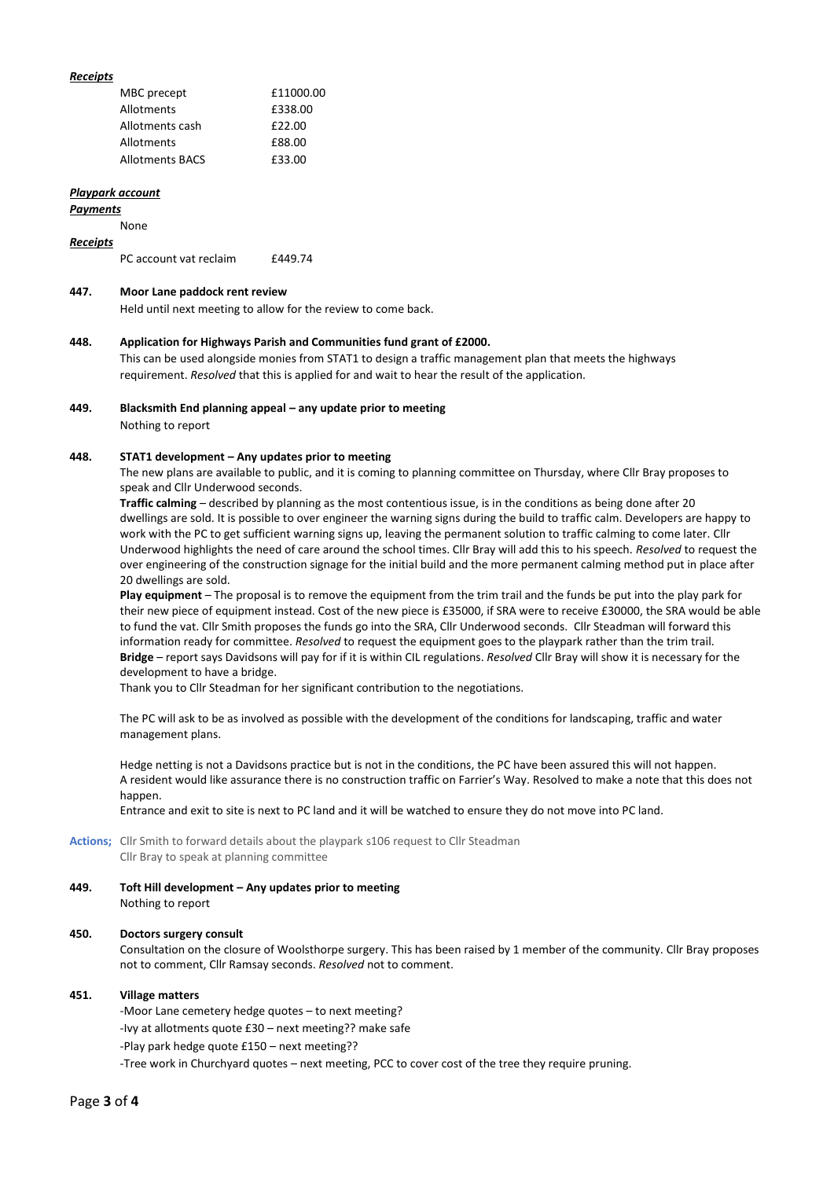***Receipts***

| | |
|---|---|
| MBC precept | £11000.00 |
| Allotments | £338.00 |
| Allotments cash | £22.00 |
| Allotments | £88.00 |
| Allotments BACS | £33.00 |

***Playpark account***

***Payments***

None

***Receipts***

| | |
|---|---|
| PC account vat reclaim | £449.74 |

**447. Moor Lane paddock rent review**

Held until next meeting to allow for the review to come back.

**448. Application for Highways Parish and Communities fund grant of £2000.**

This can be used alongside monies from STAT1 to design a traffic management plan that meets the highways requirement. *Resolved* that this is applied for and wait to hear the result of the application.

**449. Blacksmith End planning appeal – any update prior to meeting**

Nothing to report

**448. STAT1 development – Any updates prior to meeting**

The new plans are available to public, and it is coming to planning committee on Thursday, where Cllr Bray proposes to speak and Cllr Underwood seconds.

**Traffic calming** – described by planning as the most contentious issue, is in the conditions as being done after 20 dwellings are sold. It is possible to over engineer the warning signs during the build to traffic calm. Developers are happy to work with the PC to get sufficient warning signs up, leaving the permanent solution to traffic calming to come later. Cllr Underwood highlights the need of care around the school times. Cllr Bray will add this to his speech. *Resolved* to request the over engineering of the construction signage for the initial build and the more permanent calming method put in place after 20 dwellings are sold.

**Play equipment** – The proposal is to remove the equipment from the trim trail and the funds be put into the play park for their new piece of equipment instead. Cost of the new piece is £35000, if SRA were to receive £30000, the SRA would be able to fund the vat. Cllr Smith proposes the funds go into the SRA, Cllr Underwood seconds. Cllr Steadman will forward this information ready for committee. *Resolved* to request the equipment goes to the playpark rather than the trim trail.

**Bridge** – report says Davidsons will pay for if it is within CIL regulations. *Resolved* Cllr Bray will show it is necessary for the development to have a bridge.

Thank you to Cllr Steadman for her significant contribution to the negotiations.

The PC will ask to be as involved as possible with the development of the conditions for landscaping, traffic and water management plans.

Hedge netting is not a Davidsons practice but is not in the conditions, the PC have been assured this will not happen.
A resident would like assurance there is no construction traffic on Farrier's Way. Resolved to make a note that this does not happen.
Entrance and exit to site is next to PC land and it will be watched to ensure they do not move into PC land.

**Actions;** Cllr Smith to forward details about the playpark s106 request to Cllr Steadman
Cllr Bray to speak at planning committee

**449. Toft Hill development – Any updates prior to meeting**

Nothing to report

**450. Doctors surgery consult**

Consultation on the closure of Woolsthorpe surgery. This has been raised by 1 member of the community. Cllr Bray proposes not to comment, Cllr Ramsay seconds. *Resolved* not to comment.

**451. Village matters**

-Moor Lane cemetery hedge quotes – to next meeting?

-Ivy at allotments quote £30 – next meeting?? make safe

-Play park hedge quote £150 – next meeting??

-Tree work in Churchyard quotes – next meeting, PCC to cover cost of the tree they require pruning.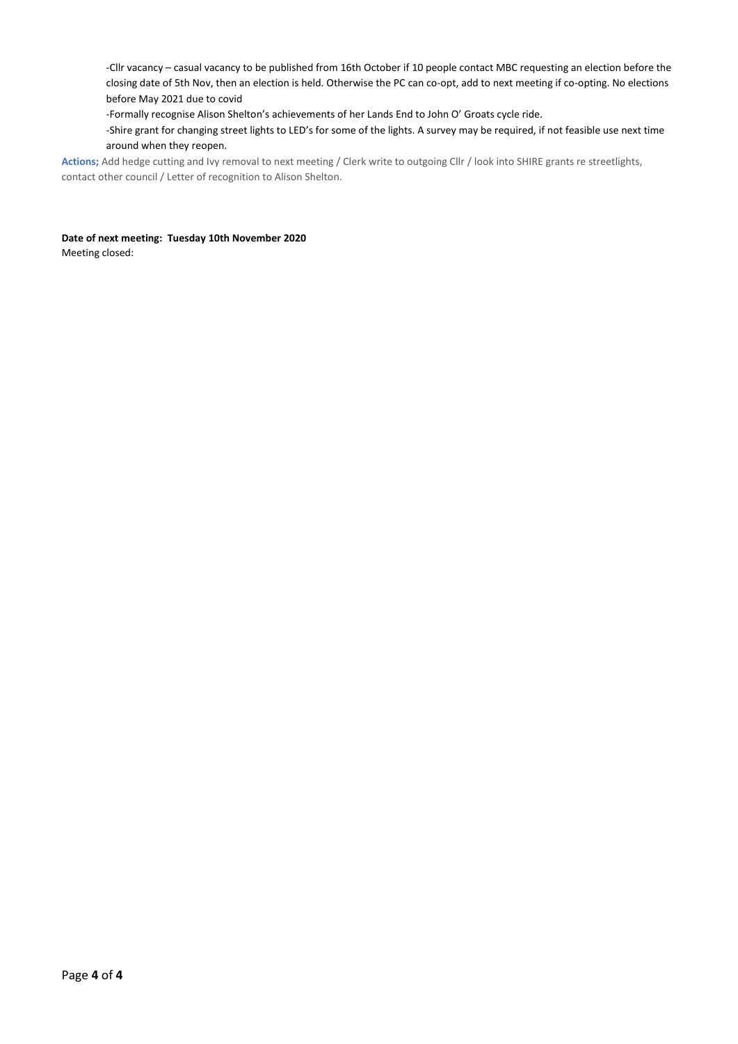-Cllr vacancy – casual vacancy to be published from 16th October if 10 people contact MBC requesting an election before the closing date of 5th Nov, then an election is held. Otherwise the PC can co-opt, add to next meeting if co-opting. No elections before May 2021 due to covid

-Formally recognise Alison Shelton's achievements of her Lands End to John O' Groats cycle ride.

-Shire grant for changing street lights to LED's for some of the lights. A survey may be required, if not feasible use next time around when they reopen.

**Actions;** Add hedge cutting and Ivy removal to next meeting / Clerk write to outgoing Cllr / look into SHIRE grants re streetlights, contact other council / Letter of recognition to Alison Shelton.

**Date of next meeting: Tuesday 10th November 2020**

Meeting closed: